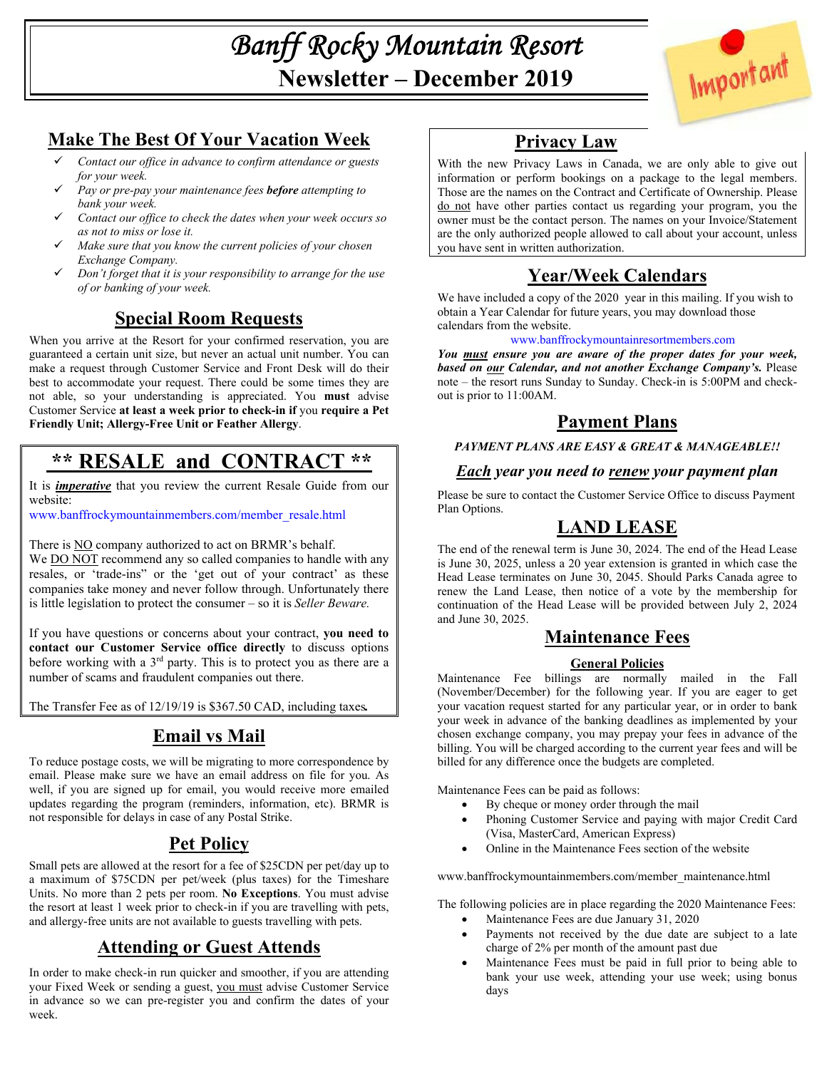# Banff Rocky Mountain Resort

## Newsletter – December 2019

Important

## Make The Best Of Your Vacation Week

- ✓ *Contact our office in advance to confirm attendance or guests for your week.*
- ✓ *Pay or pre-pay your maintenance fees **before** attempting to bank your week.*
- ✓ *Contact our office to check the dates when your week occurs so as not to miss or lose it.*
- ✓ *Make sure that you know the current policies of your chosen Exchange Company.*
- ✓ *Don't forget that it is your responsibility to arrange for the use of or banking of your week.*

## Special Room Requests

When you arrive at the Resort for your confirmed reservation, you are guaranteed a certain unit size, but never an actual unit number. You can make a request through Customer Service and Front Desk will do their best to accommodate your request. There could be some times they are not able, so your understanding is appreciated. You **must** advise Customer Service **at least a week prior to check-in if** you **require a Pet Friendly Unit; Allergy-Free Unit or Feather Allergy**.

## ** RESALE and CONTRACT **

It is ***imperative*** that you review the current Resale Guide from our website:
www.banffrockymountainmembers.com/member_resale.html

There is NO company authorized to act on BRMR's behalf.
We DO NOT recommend any so called companies to handle with any resales, or 'trade-ins" or the 'get out of your contract' as these companies take money and never follow through. Unfortunately there is little legislation to protect the consumer – so it is *Seller Beware.*

If you have questions or concerns about your contract, **you need to contact our Customer Service office directly** to discuss options before working with a 3rd party. This is to protect you as there are a number of scams and fraudulent companies out there.

The Transfer Fee as of 12/19/19 is $367.50 CAD, including taxes.

## Email vs Mail

To reduce postage costs, we will be migrating to more correspondence by email. Please make sure we have an email address on file for you. As well, if you are signed up for email, you would receive more emailed updates regarding the program (reminders, information, etc). BRMR is not responsible for delays in case of any Postal Strike.

## Pet Policy

Small pets are allowed at the resort for a fee of $25CDN per pet/day up to a maximum of $75CDN per pet/week (plus taxes) for the Timeshare Units. No more than 2 pets per room. **No Exceptions**. You must advise the resort at least 1 week prior to check-in if you are travelling with pets, and allergy-free units are not available to guests travelling with pets.

## Attending or Guest Attends

In order to make check-in run quicker and smoother, if you are attending your Fixed Week or sending a guest, you must advise Customer Service in advance so we can pre-register you and confirm the dates of your week.

## Privacy Law

With the new Privacy Laws in Canada, we are only able to give out information or perform bookings on a package to the legal members. Those are the names on the Contract and Certificate of Ownership. Please do not have other parties contact us regarding your program, you the owner must be the contact person. The names on your Invoice/Statement are the only authorized people allowed to call about your account, unless you have sent in written authorization.

## Year/Week Calendars

We have included a copy of the 2020 year in this mailing. If you wish to obtain a Year Calendar for future years, you may download those calendars from the website.

www.banffrockymountainresortmembers.com

***You must ensure you are aware of the proper dates for your week, based on our Calendar, and not another Exchange Company's.*** Please note – the resort runs Sunday to Sunday. Check-in is 5:00PM and check-out is prior to 11:00AM.

## Payment Plans

***PAYMENT PLANS ARE EASY & GREAT & MANAGEABLE!!***

***Each year you need to renew your payment plan***

Please be sure to contact the Customer Service Office to discuss Payment Plan Options.

## LAND LEASE

The end of the renewal term is June 30, 2024. The end of the Head Lease is June 30, 2025, unless a 20 year extension is granted in which case the Head Lease terminates on June 30, 2045. Should Parks Canada agree to renew the Land Lease, then notice of a vote by the membership for continuation of the Head Lease will be provided between July 2, 2024 and June 30, 2025.

## Maintenance Fees

### General Policies

Maintenance Fee billings are normally mailed in the Fall (November/December) for the following year. If you are eager to get your vacation request started for any particular year, or in order to bank your week in advance of the banking deadlines as implemented by your chosen exchange company, you may prepay your fees in advance of the billing. You will be charged according to the current year fees and will be billed for any difference once the budgets are completed.

Maintenance Fees can be paid as follows:

- By cheque or money order through the mail
- Phoning Customer Service and paying with major Credit Card (Visa, MasterCard, American Express)
- Online in the Maintenance Fees section of the website

www.banffrockymountainmembers.com/member_maintenance.html

The following policies are in place regarding the 2020 Maintenance Fees:

- Maintenance Fees are due January 31, 2020
- Payments not received by the due date are subject to a late charge of 2% per month of the amount past due
- Maintenance Fees must be paid in full prior to being able to bank your use week, attending your use week; using bonus days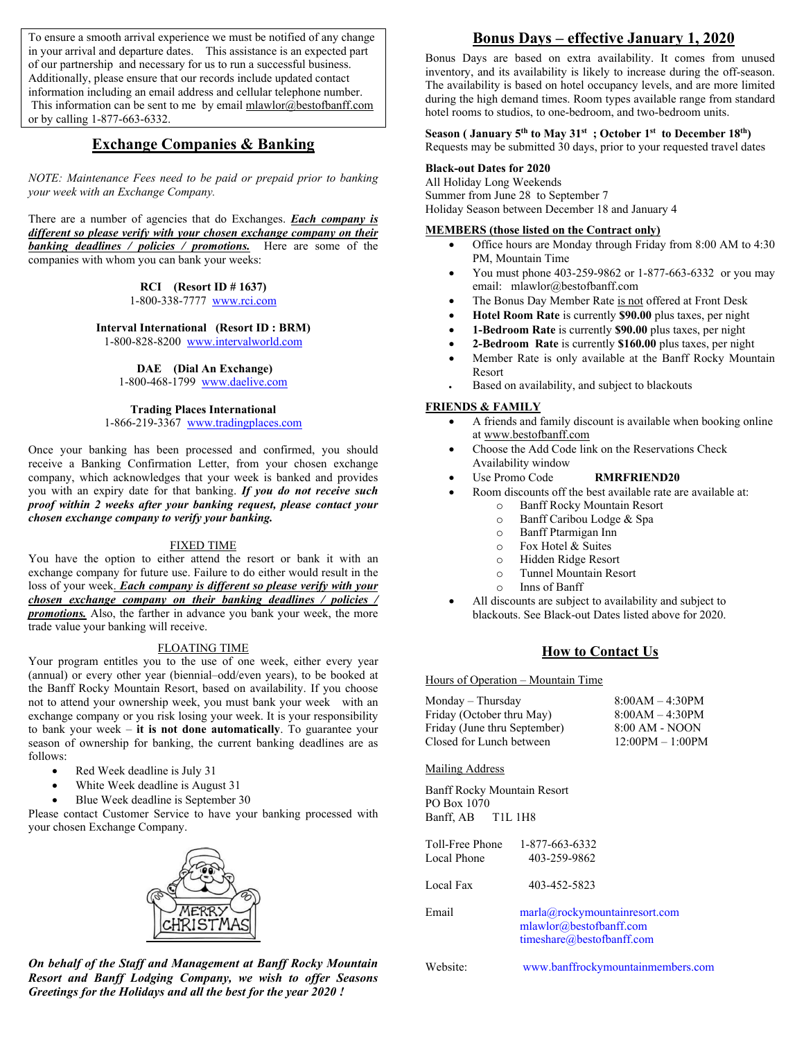To ensure a smooth arrival experience we must be notified of any change in your arrival and departure dates. This assistance is an expected part of our partnership and necessary for us to run a successful business. Additionally, please ensure that our records include updated contact information including an email address and cellular telephone number. This information can be sent to me by email mlawlor@bestofbanff.com or by calling 1-877-663-6332.

## Exchange Companies & Banking

*NOTE: Maintenance Fees need to be paid or prepaid prior to banking your week with an Exchange Company.*

There are a number of agencies that do Exchanges. ***Each company is different so please verify with your chosen exchange company on their banking deadlines / policies / promotions.*** Here are some of the companies with whom you can bank your weeks:

**RCI (Resort ID # 1637)**
1-800-338-7777 www.rci.com

**Interval International (Resort ID : BRM)**
1-800-828-8200 www.intervalworld.com

**DAE (Dial An Exchange)**
1-800-468-1799 www.daelive.com

**Trading Places International**
1-866-219-3367 www.tradingplaces.com

Once your banking has been processed and confirmed, you should receive a Banking Confirmation Letter, from your chosen exchange company, which acknowledges that your week is banked and provides you with an expiry date for that banking. ***If you do not receive such proof within 2 weeks after your banking request, please contact your chosen exchange company to verify your banking.***

### FIXED TIME

You have the option to either attend the resort or bank it with an exchange company for future use. Failure to do either would result in the loss of your week. ***Each company is different so please verify with your chosen exchange company on their banking deadlines / policies / promotions.*** Also, the farther in advance you bank your week, the more trade value your banking will receive.

### FLOATING TIME

Your program entitles you to the use of one week, either every year (annual) or every other year (biennial–odd/even years), to be booked at the Banff Rocky Mountain Resort, based on availability. If you choose not to attend your ownership week, you must bank your week with an exchange company or you risk losing your week. It is your responsibility to bank your week – **it is not done automatically**. To guarantee your season of ownership for banking, the current banking deadlines are as follows:

- Red Week deadline is July 31
- White Week deadline is August 31
- Blue Week deadline is September 30

Please contact Customer Service to have your banking processed with your chosen Exchange Company.

***On behalf of the Staff and Management at Banff Rocky Mountain Resort and Banff Lodging Company, we wish to offer Seasons Greetings for the Holidays and all the best for the year 2020 !***

## Bonus Days – effective January 1, 2020

Bonus Days are based on extra availability. It comes from unused inventory, and its availability is likely to increase during the off-season. The availability is based on hotel occupancy levels, and are more limited during the high demand times. Room types available range from standard hotel rooms to studios, to one-bedroom, and two-bedroom units.

**Season ( January 5th to May 31st ; October 1st to December 18th)**
Requests may be submitted 30 days, prior to your requested travel dates

**Black-out Dates for 2020**
All Holiday Long Weekends
Summer from June 28 to September 7
Holiday Season between December 18 and January 4

**MEMBERS (those listed on the Contract only)**

- Office hours are Monday through Friday from 8:00 AM to 4:30 PM, Mountain Time
- You must phone 403-259-9862 or 1-877-663-6332 or you may email: mlawlor@bestofbanff.com
- The Bonus Day Member Rate is not offered at Front Desk
- **Hotel Room Rate** is currently **$90.00** plus taxes, per night
- **1-Bedroom Rate** is currently **$90.00** plus taxes, per night
- **2-Bedroom Rate** is currently **$160.00** plus taxes, per night
- Member Rate is only available at the Banff Rocky Mountain Resort
- Based on availability, and subject to blackouts

**FRIENDS & FAMILY**

- A friends and family discount is available when booking online at www.bestofbanff.com
- Choose the Add Code link on the Reservations Check Availability window
- Use Promo Code **RMRFRIEND20**
- Room discounts off the best available rate are available at:
  - Banff Rocky Mountain Resort
  - Banff Caribou Lodge & Spa
  - Banff Ptarmigan Inn
  - Fox Hotel & Suites
  - Hidden Ridge Resort
  - Tunnel Mountain Resort
  - Inns of Banff
- All discounts are subject to availability and subject to blackouts. See Black-out Dates listed above for 2020.

## How to Contact Us

Hours of Operation – Mountain Time

| | |
|---|---|
| Monday – Thursday | 8:00AM – 4:30PM |
| Friday (October thru May) | 8:00AM – 4:30PM |
| Friday (June thru September) | 8:00 AM - NOON |
| Closed for Lunch between | 12:00PM – 1:00PM |

Mailing Address

Banff Rocky Mountain Resort
PO Box 1070
Banff, AB T1L 1H8

| | |
|---|---|
| Toll-Free Phone | 1-877-663-6332 |
| Local Phone | 403-259-9862 |
| Local Fax | 403-452-5823 |
| Email | marla@rockymountainresort.com<br>mlawlor@bestofbanff.com<br>timeshare@bestofbanff.com |
| Website: | www.banffrockymountainmembers.com |